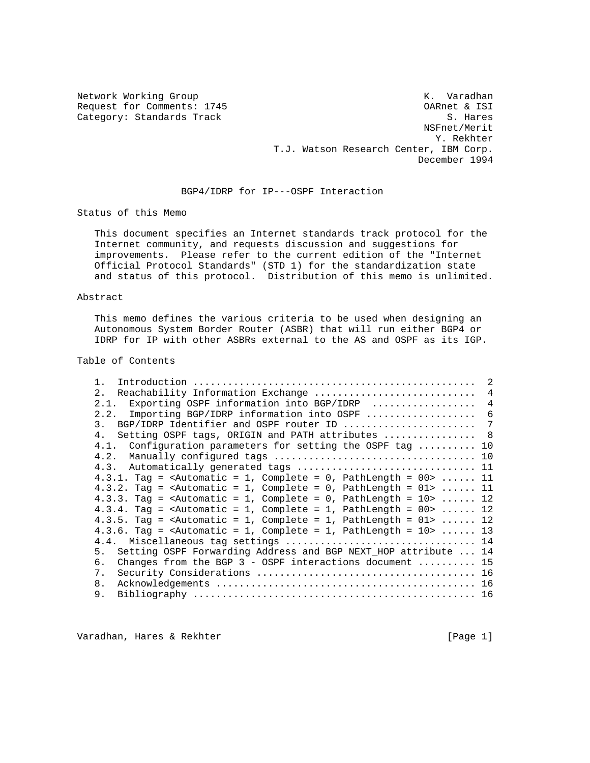Network Working Group K. Varadhan
Request for Comments: 1745 OARnet & ISI
Category: Standards Track S. Hares
NSFnet/Merit
Y. Rekhter
T.J. Watson Research Center, IBM Corp.
December 1994

# BGP4/IDRP for IP---OSPF Interaction

## Status of this Memo

This document specifies an Internet standards track protocol for the Internet community, and requests discussion and suggestions for improvements. Please refer to the current edition of the "Internet Official Protocol Standards" (STD 1) for the standardization state and status of this protocol. Distribution of this memo is unlimited.

## Abstract

This memo defines the various criteria to be used when designing an Autonomous System Border Router (ASBR) that will run either BGP4 or IDRP for IP with other ASBRs external to the AS and OSPF as its IGP.

## Table of Contents

```
1.  Introduction ................................................  2
2.  Reachability Information Exchange ...........................  4
2.1.  Exporting OSPF information into BGP/IDRP  .................  4
2.2.  Importing BGP/IDRP information into OSPF ..................  6
3.  BGP/IDRP Identifier and OSPF router ID ......................  7
4.  Setting OSPF tags, ORIGIN and PATH attributes ...............  8
4.1.  Configuration parameters for setting the OSPF tag .......... 10
4.2.  Manually configured tags ................................. 10
4.3.  Automatically generated tags ............................. 11
4.3.1. Tag = <Automatic = 1, Complete = 0, PathLength = 00> ...... 11
4.3.2. Tag = <Automatic = 1, Complete = 0, PathLength = 01> ...... 11
4.3.3. Tag = <Automatic = 1, Complete = 0, PathLength = 10> ...... 12
4.3.4. Tag = <Automatic = 1, Complete = 1, PathLength = 00> ...... 12
4.3.5. Tag = <Automatic = 1, Complete = 1, PathLength = 01> ...... 12
4.3.6. Tag = <Automatic = 1, Complete = 1, PathLength = 10> ...... 13
4.4.  Miscellaneous tag settings ............................... 14
5.  Setting OSPF Forwarding Address and BGP NEXT_HOP attribute ... 14
6.  Changes from the BGP 3 - OSPF interactions document .......... 15
7.  Security Considerations ...................................... 16
8.  Acknowledgements ............................................. 16
9.  Bibliography ................................................. 16
```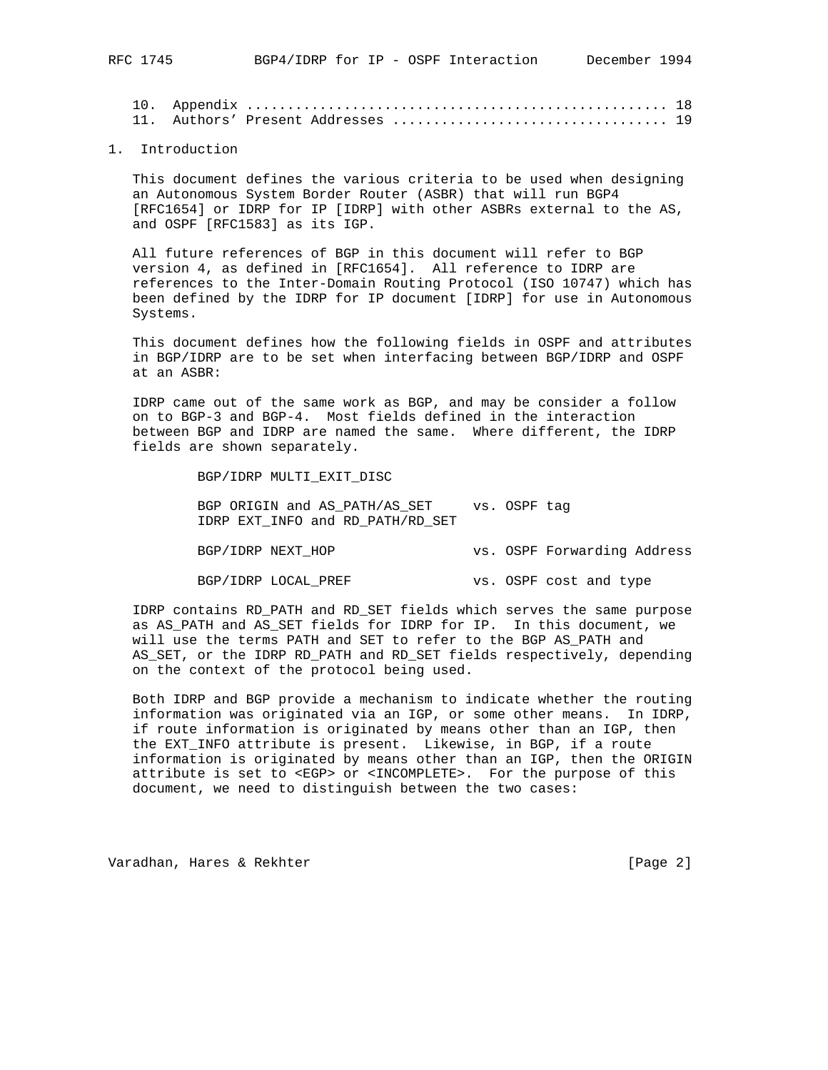| | | |
|---|---|---|
| 10. | Appendix | 18 |
| 11. | Authors' Present Addresses | 19 |

## 1. Introduction

This document defines the various criteria to be used when designing an Autonomous System Border Router (ASBR) that will run BGP4 [RFC1654] or IDRP for IP [IDRP] with other ASBRs external to the AS, and OSPF [RFC1583] as its IGP.

All future references of BGP in this document will refer to BGP version 4, as defined in [RFC1654]. All reference to IDRP are references to the Inter-Domain Routing Protocol (ISO 10747) which has been defined by the IDRP for IP document [IDRP] for use in Autonomous Systems.

This document defines how the following fields in OSPF and attributes in BGP/IDRP are to be set when interfacing between BGP/IDRP and OSPF at an ASBR:

IDRP came out of the same work as BGP, and may be consider a follow on to BGP-3 and BGP-4. Most fields defined in the interaction between BGP and IDRP are named the same. Where different, the IDRP fields are shown separately.

```
        BGP/IDRP MULTI_EXIT_DISC

        BGP ORIGIN and AS_PATH/AS_SET     vs. OSPF tag
        IDRP EXT_INFO and RD_PATH/RD_SET

        BGP/IDRP NEXT_HOP                 vs. OSPF Forwarding Address

        BGP/IDRP LOCAL_PREF               vs. OSPF cost and type
```

IDRP contains RD_PATH and RD_SET fields which serves the same purpose as AS_PATH and AS_SET fields for IDRP for IP. In this document, we will use the terms PATH and SET to refer to the BGP AS_PATH and AS_SET, or the IDRP RD_PATH and RD_SET fields respectively, depending on the context of the protocol being used.

Both IDRP and BGP provide a mechanism to indicate whether the routing information was originated via an IGP, or some other means. In IDRP, if route information is originated by means other than an IGP, then the EXT_INFO attribute is present. Likewise, in BGP, if a route information is originated by means other than an IGP, then the ORIGIN attribute is set to <EGP> or <INCOMPLETE>. For the purpose of this document, we need to distinguish between the two cases: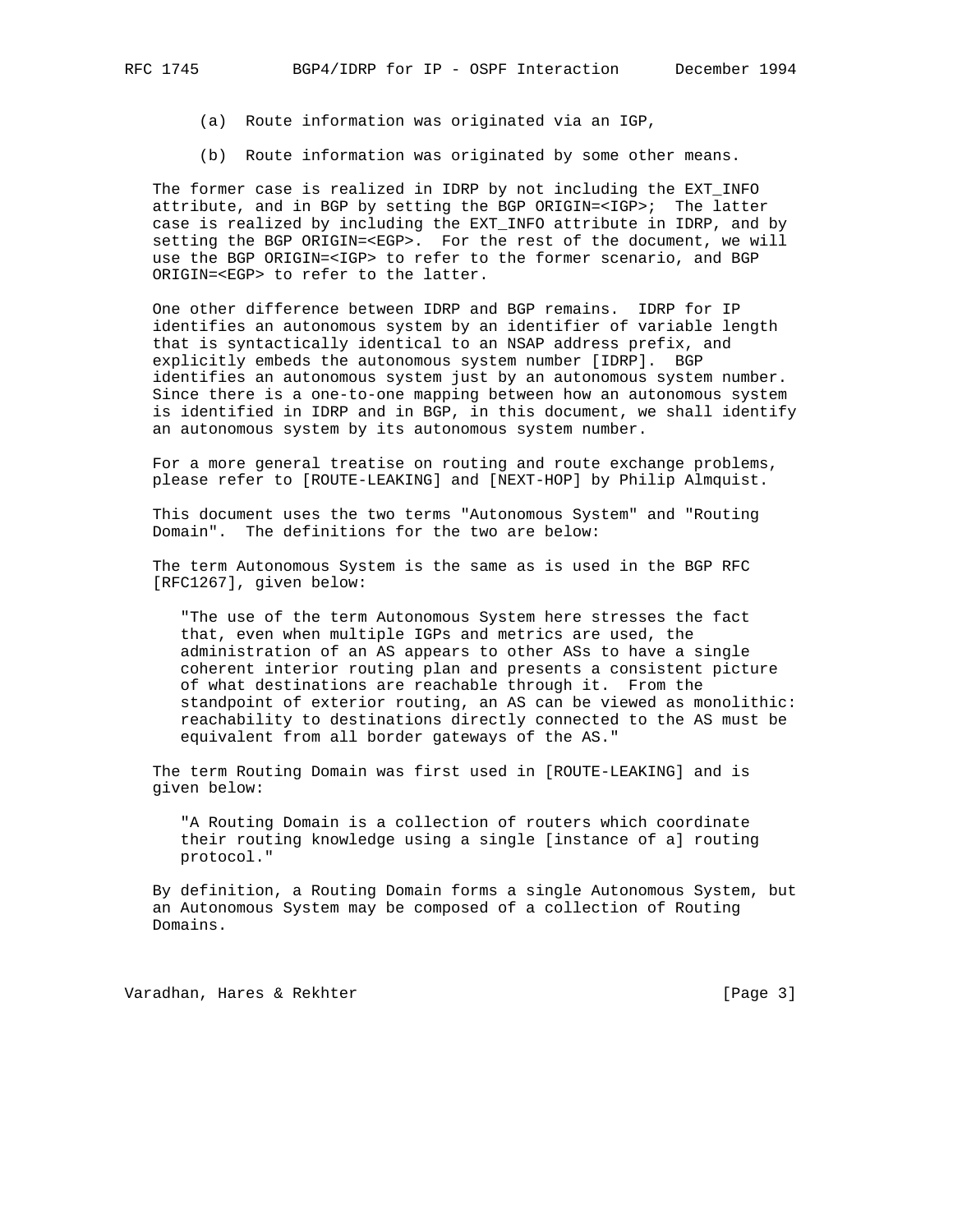(a) Route information was originated via an IGP,

(b) Route information was originated by some other means.

The former case is realized in IDRP by not including the EXT_INFO attribute, and in BGP by setting the BGP ORIGIN=<IGP>; The latter case is realized by including the EXT_INFO attribute in IDRP, and by setting the BGP ORIGIN=<EGP>. For the rest of the document, we will use the BGP ORIGIN=<IGP> to refer to the former scenario, and BGP ORIGIN=<EGP> to refer to the latter.

One other difference between IDRP and BGP remains. IDRP for IP identifies an autonomous system by an identifier of variable length that is syntactically identical to an NSAP address prefix, and explicitly embeds the autonomous system number [IDRP]. BGP identifies an autonomous system just by an autonomous system number. Since there is a one-to-one mapping between how an autonomous system is identified in IDRP and in BGP, in this document, we shall identify an autonomous system by its autonomous system number.

For a more general treatise on routing and route exchange problems, please refer to [ROUTE-LEAKING] and [NEXT-HOP] by Philip Almquist.

This document uses the two terms "Autonomous System" and "Routing Domain". The definitions for the two are below:

The term Autonomous System is the same as is used in the BGP RFC [RFC1267], given below:

> "The use of the term Autonomous System here stresses the fact that, even when multiple IGPs and metrics are used, the administration of an AS appears to other ASs to have a single coherent interior routing plan and presents a consistent picture of what destinations are reachable through it. From the standpoint of exterior routing, an AS can be viewed as monolithic: reachability to destinations directly connected to the AS must be equivalent from all border gateways of the AS."

The term Routing Domain was first used in [ROUTE-LEAKING] and is given below:

> "A Routing Domain is a collection of routers which coordinate their routing knowledge using a single [instance of a] routing protocol."

By definition, a Routing Domain forms a single Autonomous System, but an Autonomous System may be composed of a collection of Routing Domains.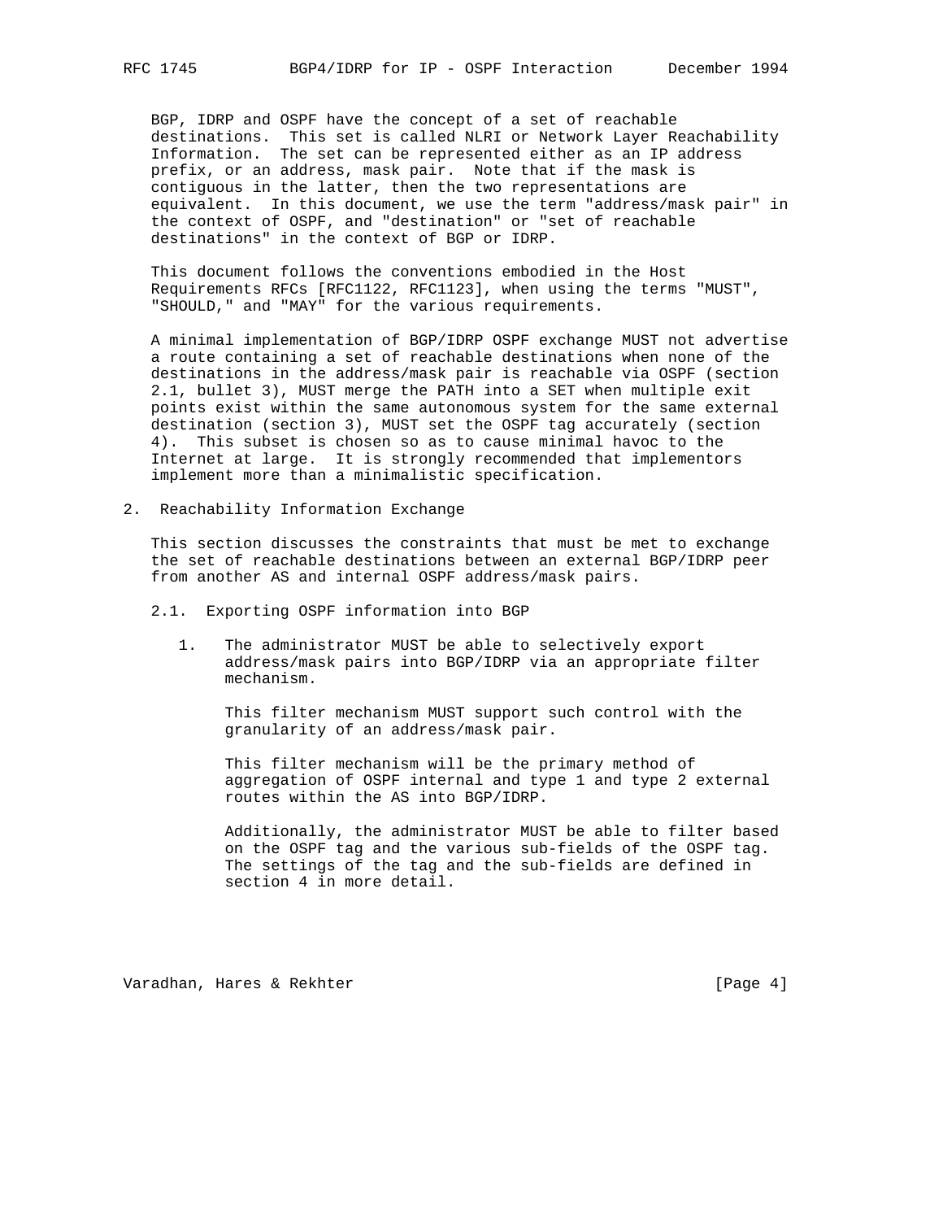BGP, IDRP and OSPF have the concept of a set of reachable destinations. This set is called NLRI or Network Layer Reachability Information. The set can be represented either as an IP address prefix, or an address, mask pair. Note that if the mask is contiguous in the latter, then the two representations are equivalent. In this document, we use the term "address/mask pair" in the context of OSPF, and "destination" or "set of reachable destinations" in the context of BGP or IDRP.

This document follows the conventions embodied in the Host Requirements RFCs [RFC1122, RFC1123], when using the terms "MUST", "SHOULD," and "MAY" for the various requirements.

A minimal implementation of BGP/IDRP OSPF exchange MUST not advertise a route containing a set of reachable destinations when none of the destinations in the address/mask pair is reachable via OSPF (section 2.1, bullet 3), MUST merge the PATH into a SET when multiple exit points exist within the same autonomous system for the same external destination (section 3), MUST set the OSPF tag accurately (section 4). This subset is chosen so as to cause minimal havoc to the Internet at large. It is strongly recommended that implementors implement more than a minimalistic specification.

## 2. Reachability Information Exchange

This section discusses the constraints that must be met to exchange the set of reachable destinations between an external BGP/IDRP peer from another AS and internal OSPF address/mask pairs.

### 2.1. Exporting OSPF information into BGP

1. The administrator MUST be able to selectively export address/mask pairs into BGP/IDRP via an appropriate filter mechanism.

   This filter mechanism MUST support such control with the granularity of an address/mask pair.

   This filter mechanism will be the primary method of aggregation of OSPF internal and type 1 and type 2 external routes within the AS into BGP/IDRP.

   Additionally, the administrator MUST be able to filter based on the OSPF tag and the various sub-fields of the OSPF tag. The settings of the tag and the sub-fields are defined in section 4 in more detail.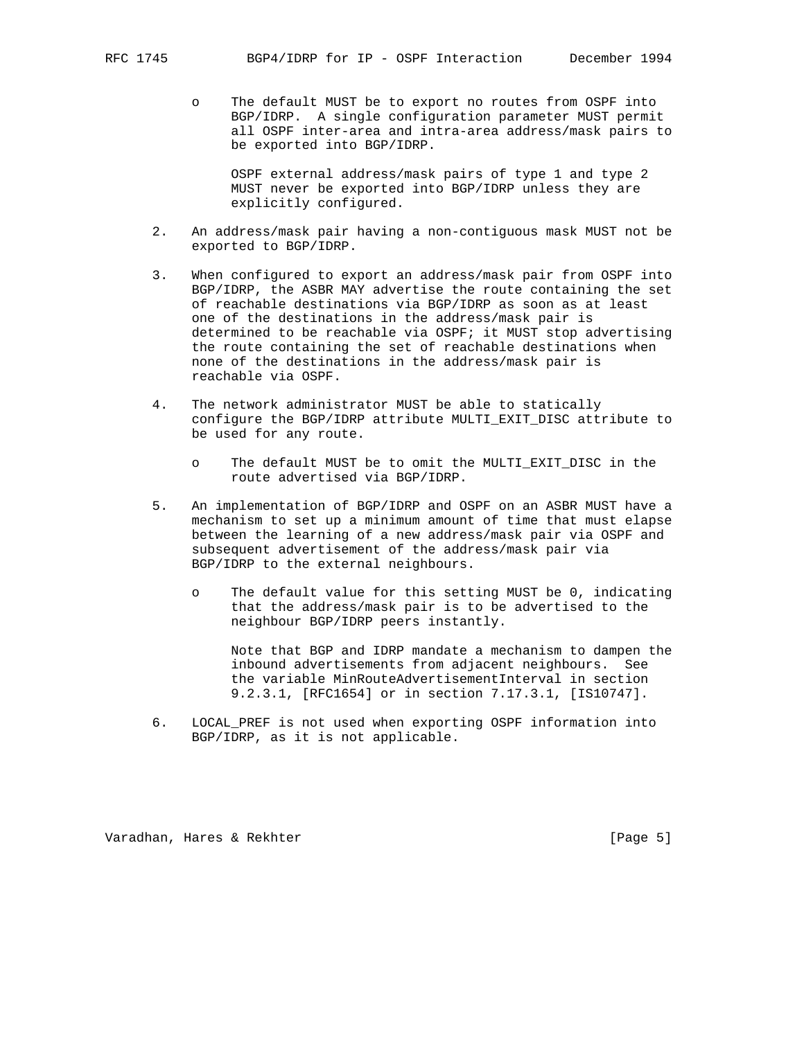- The default MUST be to export no routes from OSPF into BGP/IDRP. A single configuration parameter MUST permit all OSPF inter-area and intra-area address/mask pairs to be exported into BGP/IDRP.

  OSPF external address/mask pairs of type 1 and type 2 MUST never be exported into BGP/IDRP unless they are explicitly configured.

2. An address/mask pair having a non-contiguous mask MUST not be exported to BGP/IDRP.

3. When configured to export an address/mask pair from OSPF into BGP/IDRP, the ASBR MAY advertise the route containing the set of reachable destinations via BGP/IDRP as soon as at least one of the destinations in the address/mask pair is determined to be reachable via OSPF; it MUST stop advertising the route containing the set of reachable destinations when none of the destinations in the address/mask pair is reachable via OSPF.

4. The network administrator MUST be able to statically configure the BGP/IDRP attribute MULTI_EXIT_DISC attribute to be used for any route.

   - The default MUST be to omit the MULTI_EXIT_DISC in the route advertised via BGP/IDRP.

5. An implementation of BGP/IDRP and OSPF on an ASBR MUST have a mechanism to set up a minimum amount of time that must elapse between the learning of a new address/mask pair via OSPF and subsequent advertisement of the address/mask pair via BGP/IDRP to the external neighbours.

   - The default value for this setting MUST be 0, indicating that the address/mask pair is to be advertised to the neighbour BGP/IDRP peers instantly.

     Note that BGP and IDRP mandate a mechanism to dampen the inbound advertisements from adjacent neighbours. See the variable MinRouteAdvertisementInterval in section 9.2.3.1, [RFC1654] or in section 7.17.3.1, [IS10747].

6. LOCAL_PREF is not used when exporting OSPF information into BGP/IDRP, as it is not applicable.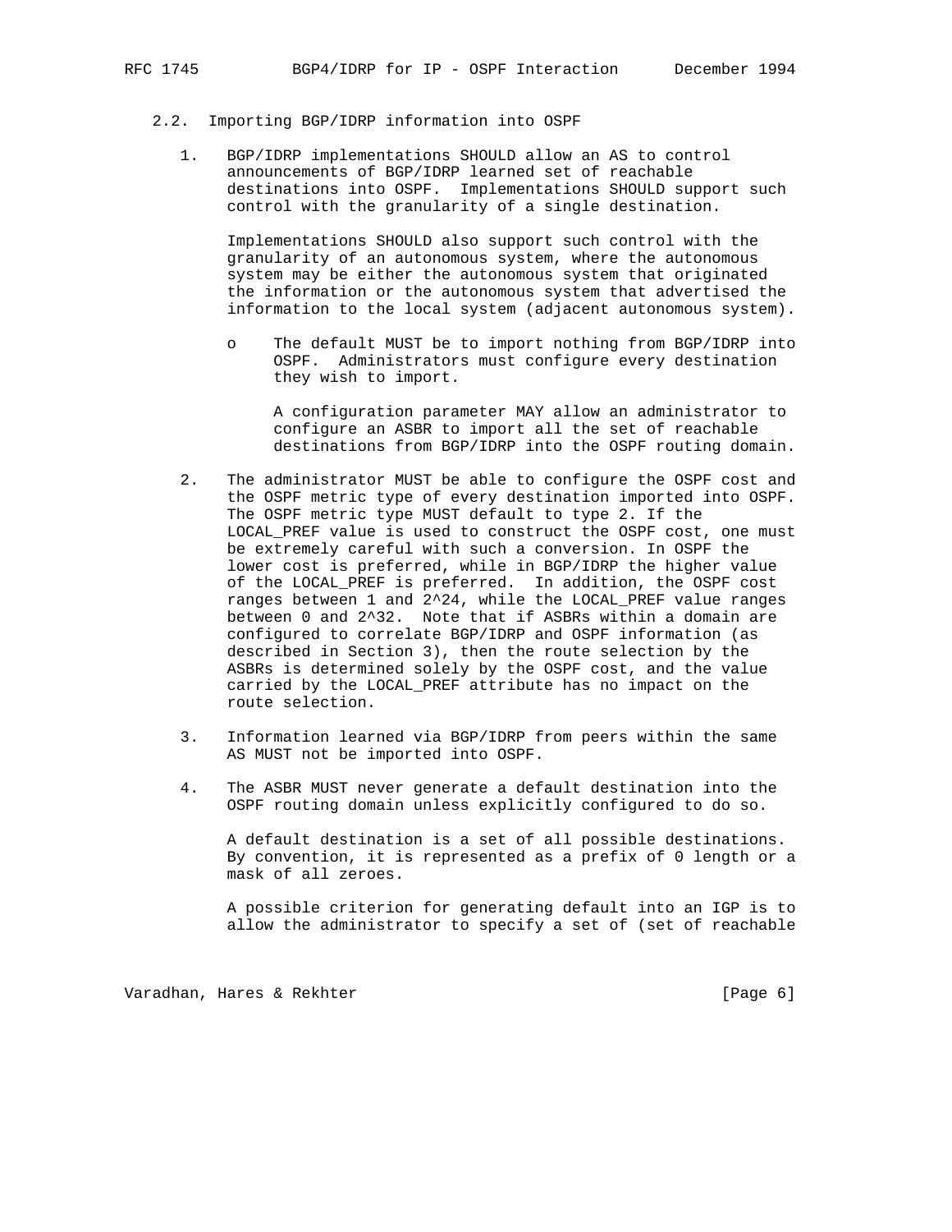### 2.2. Importing BGP/IDRP information into OSPF

1. BGP/IDRP implementations SHOULD allow an AS to control announcements of BGP/IDRP learned set of reachable destinations into OSPF. Implementations SHOULD support such control with the granularity of a single destination.

   Implementations SHOULD also support such control with the granularity of an autonomous system, where the autonomous system may be either the autonomous system that originated the information or the autonomous system that advertised the information to the local system (adjacent autonomous system).

   - The default MUST be to import nothing from BGP/IDRP into OSPF. Administrators must configure every destination they wish to import.

     A configuration parameter MAY allow an administrator to configure an ASBR to import all the set of reachable destinations from BGP/IDRP into the OSPF routing domain.

2. The administrator MUST be able to configure the OSPF cost and the OSPF metric type of every destination imported into OSPF. The OSPF metric type MUST default to type 2. If the LOCAL_PREF value is used to construct the OSPF cost, one must be extremely careful with such a conversion. In OSPF the lower cost is preferred, while in BGP/IDRP the higher value of the LOCAL_PREF is preferred. In addition, the OSPF cost ranges between 1 and $2^{24}$, while the LOCAL_PREF value ranges between 0 and $2^{32}$. Note that if ASBRs within a domain are configured to correlate BGP/IDRP and OSPF information (as described in Section 3), then the route selection by the ASBRs is determined solely by the OSPF cost, and the value carried by the LOCAL_PREF attribute has no impact on the route selection.

3. Information learned via BGP/IDRP from peers within the same AS MUST not be imported into OSPF.

4. The ASBR MUST never generate a default destination into the OSPF routing domain unless explicitly configured to do so.

   A default destination is a set of all possible destinations. By convention, it is represented as a prefix of 0 length or a mask of all zeroes.

   A possible criterion for generating default into an IGP is to allow the administrator to specify a set of (set of reachable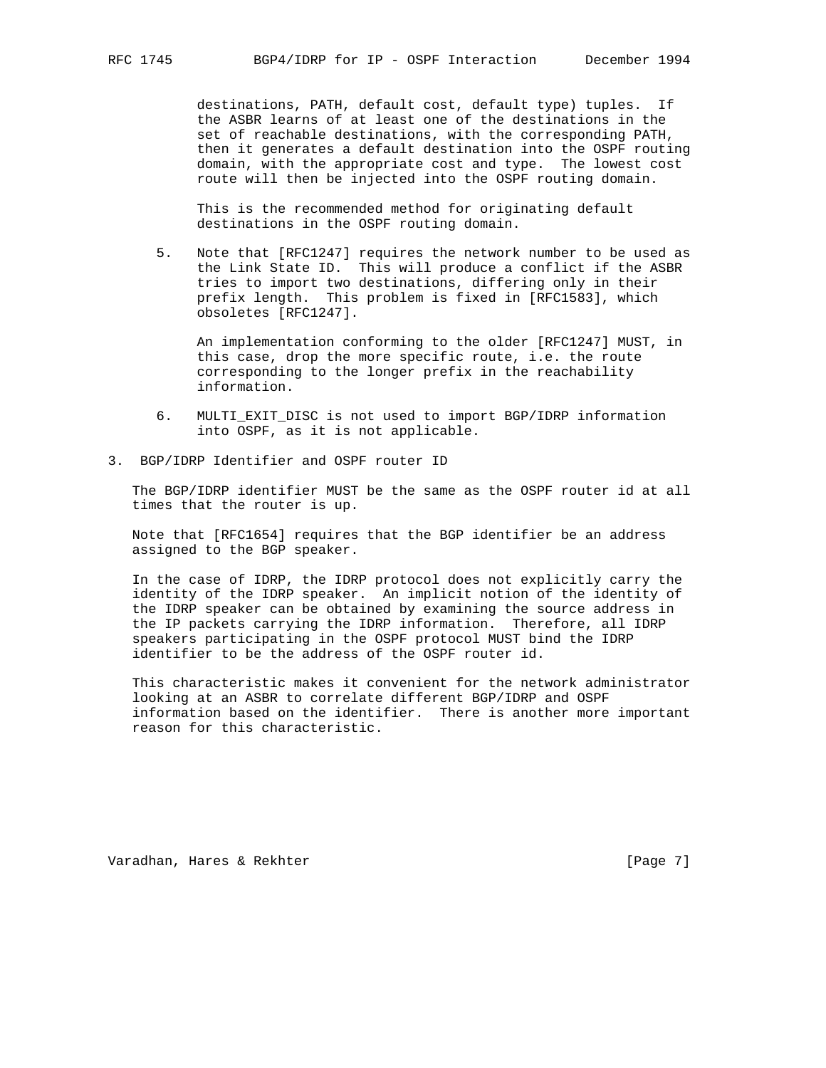destinations, PATH, default cost, default type) tuples. If the ASBR learns of at least one of the destinations in the set of reachable destinations, with the corresponding PATH, then it generates a default destination into the OSPF routing domain, with the appropriate cost and type. The lowest cost route will then be injected into the OSPF routing domain.

This is the recommended method for originating default destinations in the OSPF routing domain.

5. Note that [RFC1247] requires the network number to be used as the Link State ID. This will produce a conflict if the ASBR tries to import two destinations, differing only in their prefix length. This problem is fixed in [RFC1583], which obsoletes [RFC1247].

   An implementation conforming to the older [RFC1247] MUST, in this case, drop the more specific route, i.e. the route corresponding to the longer prefix in the reachability information.

6. MULTI_EXIT_DISC is not used to import BGP/IDRP information into OSPF, as it is not applicable.

## 3. BGP/IDRP Identifier and OSPF router ID

The BGP/IDRP identifier MUST be the same as the OSPF router id at all times that the router is up.

Note that [RFC1654] requires that the BGP identifier be an address assigned to the BGP speaker.

In the case of IDRP, the IDRP protocol does not explicitly carry the identity of the IDRP speaker. An implicit notion of the identity of the IDRP speaker can be obtained by examining the source address in the IP packets carrying the IDRP information. Therefore, all IDRP speakers participating in the OSPF protocol MUST bind the IDRP identifier to be the address of the OSPF router id.

This characteristic makes it convenient for the network administrator looking at an ASBR to correlate different BGP/IDRP and OSPF information based on the identifier. There is another more important reason for this characteristic.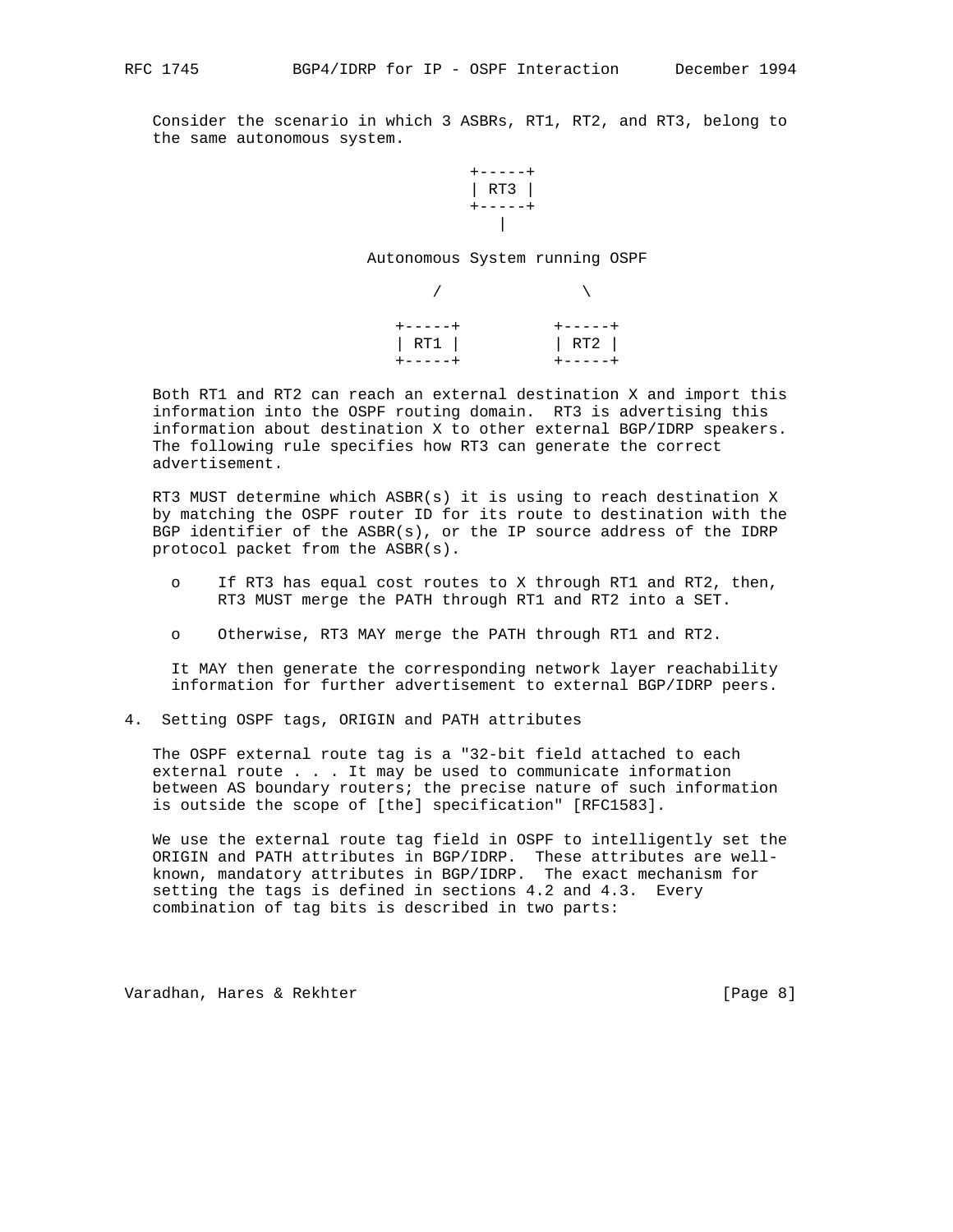Consider the scenario in which 3 ASBRs, RT1, RT2, and RT3, belong to the same autonomous system.

```
                  +-----+
                  | RT3 |
                  +-----+
                     |

       Autonomous System running OSPF

              /               \

          +-----+          +-----+
          | RT1 |          | RT2 |
          +-----+          +-----+
```

Both RT1 and RT2 can reach an external destination X and import this information into the OSPF routing domain. RT3 is advertising this information about destination X to other external BGP/IDRP speakers. The following rule specifies how RT3 can generate the correct advertisement.

RT3 MUST determine which ASBR(s) it is using to reach destination X by matching the OSPF router ID for its route to destination with the BGP identifier of the ASBR(s), or the IP source address of the IDRP protocol packet from the ASBR(s).

- o If RT3 has equal cost routes to X through RT1 and RT2, then, RT3 MUST merge the PATH through RT1 and RT2 into a SET.
- o Otherwise, RT3 MAY merge the PATH through RT1 and RT2.

It MAY then generate the corresponding network layer reachability information for further advertisement to external BGP/IDRP peers.

## 4. Setting OSPF tags, ORIGIN and PATH attributes

The OSPF external route tag is a "32-bit field attached to each external route . . . It may be used to communicate information between AS boundary routers; the precise nature of such information is outside the scope of [the] specification" [RFC1583].

We use the external route tag field in OSPF to intelligently set the ORIGIN and PATH attributes in BGP/IDRP. These attributes are well-known, mandatory attributes in BGP/IDRP. The exact mechanism for setting the tags is defined in sections 4.2 and 4.3. Every combination of tag bits is described in two parts: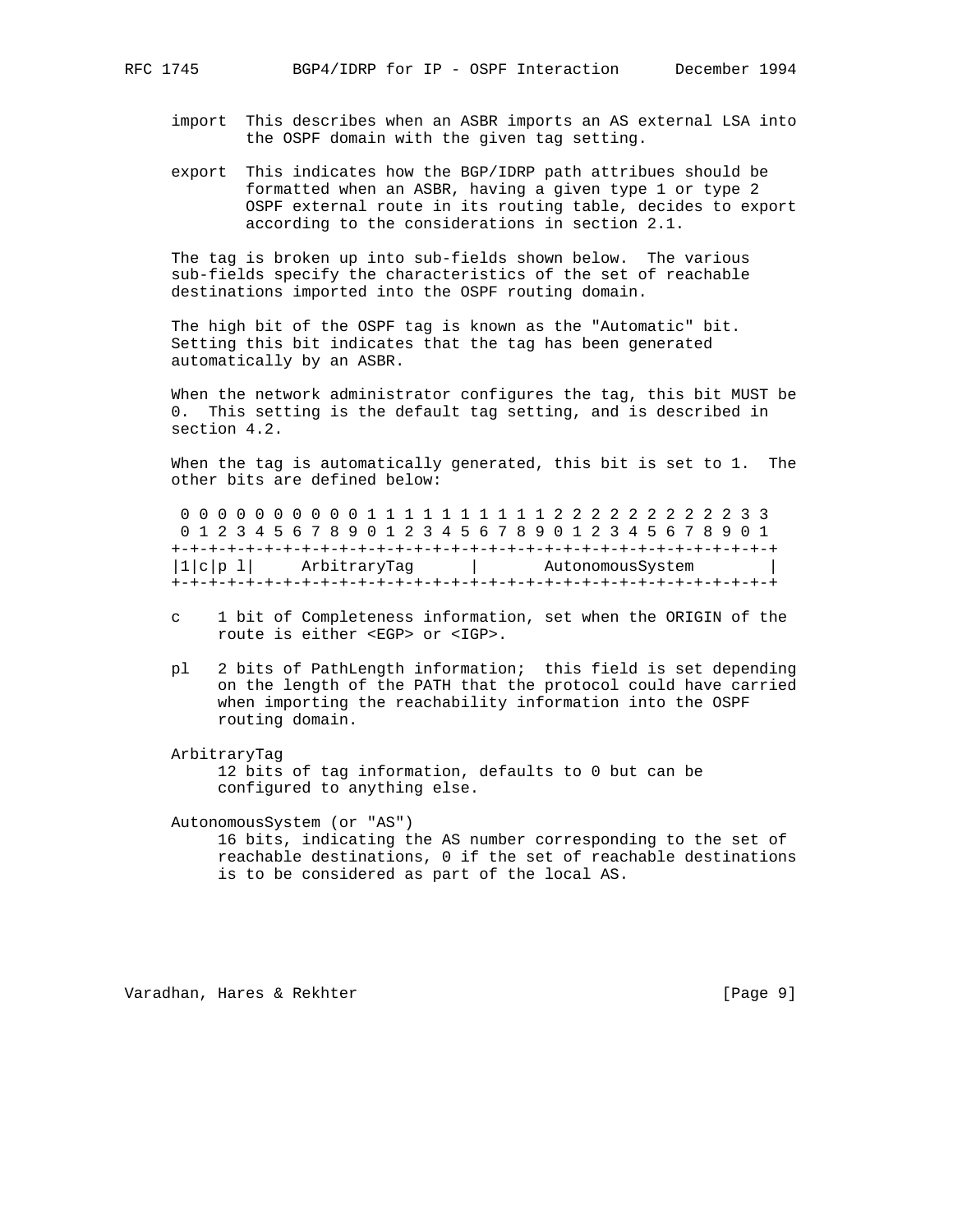import  This describes when an ASBR imports an AS external LSA into the OSPF domain with the given tag setting.

export  This indicates how the BGP/IDRP path attribues should be formatted when an ASBR, having a given type 1 or type 2 OSPF external route in its routing table, decides to export according to the considerations in section 2.1.

The tag is broken up into sub-fields shown below. The various sub-fields specify the characteristics of the set of reachable destinations imported into the OSPF routing domain.

The high bit of the OSPF tag is known as the "Automatic" bit. Setting this bit indicates that the tag has been generated automatically by an ASBR.

When the network administrator configures the tag, this bit MUST be 0. This setting is the default tag setting, and is described in section 4.2.

When the tag is automatically generated, this bit is set to 1. The other bits are defined below:

```
 0 0 0 0 0 0 0 0 0 0 1 1 1 1 1 1 1 1 1 1 2 2 2 2 2 2 2 2 2 2 3 3
 0 1 2 3 4 5 6 7 8 9 0 1 2 3 4 5 6 7 8 9 0 1 2 3 4 5 6 7 8 9 0 1
+-+-+-+-+-+-+-+-+-+-+-+-+-+-+-+-+-+-+-+-+-+-+-+-+-+-+-+-+-+-+-+-+
|1|c|p l|     ArbitraryTag      |       AutonomousSystem        |
+-+-+-+-+-+-+-+-+-+-+-+-+-+-+-+-+-+-+-+-+-+-+-+-+-+-+-+-+-+-+-+-+
```

c    1 bit of Completeness information, set when the ORIGIN of the route is either <EGP> or <IGP>.

pl   2 bits of PathLength information;  this field is set depending on the length of the PATH that the protocol could have carried when importing the reachability information into the OSPF routing domain.

ArbitraryTag
     12 bits of tag information, defaults to 0 but can be configured to anything else.

AutonomousSystem (or "AS")
     16 bits, indicating the AS number corresponding to the set of reachable destinations, 0 if the set of reachable destinations is to be considered as part of the local AS.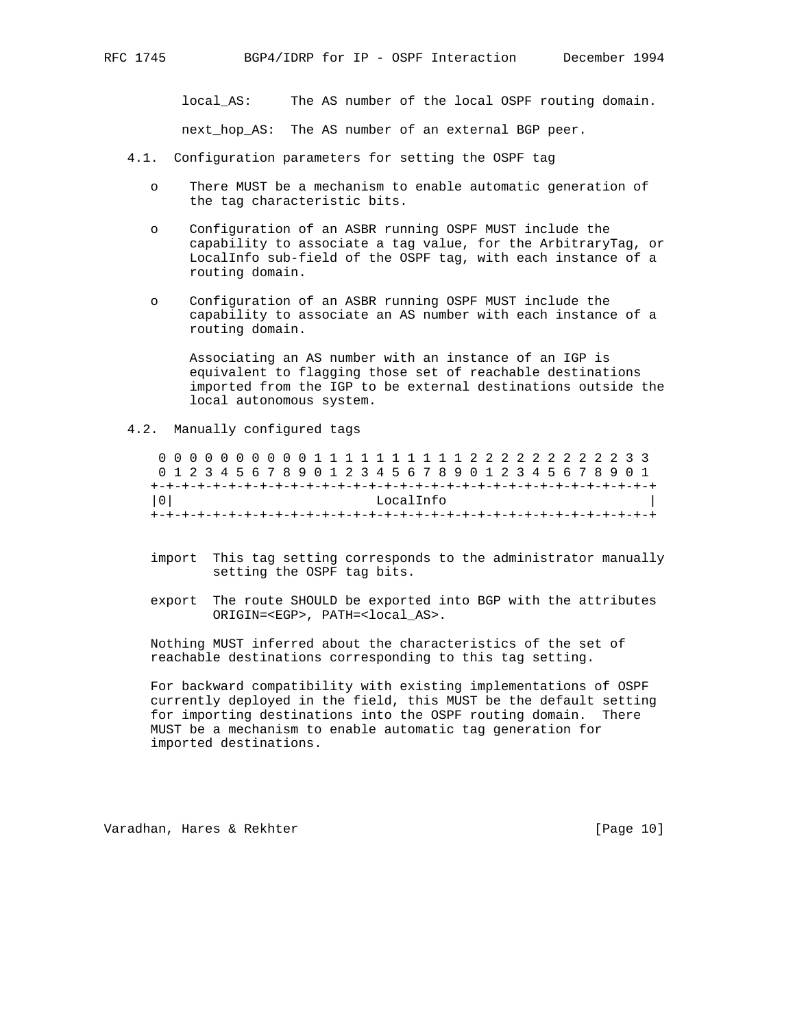local_AS: The AS number of the local OSPF routing domain.

next_hop_AS: The AS number of an external BGP peer.

### 4.1. Configuration parameters for setting the OSPF tag

- There MUST be a mechanism to enable automatic generation of the tag characteristic bits.
- Configuration of an ASBR running OSPF MUST include the capability to associate a tag value, for the ArbitraryTag, or LocalInfo sub-field of the OSPF tag, with each instance of a routing domain.
- Configuration of an ASBR running OSPF MUST include the capability to associate an AS number with each instance of a routing domain.

  Associating an AS number with an instance of an IGP is equivalent to flagging those set of reachable destinations imported from the IGP to be external destinations outside the local autonomous system.

### 4.2. Manually configured tags

```
 0 0 0 0 0 0 0 0 0 0 1 1 1 1 1 1 1 1 1 1 2 2 2 2 2 2 2 2 2 2 3 3
 0 1 2 3 4 5 6 7 8 9 0 1 2 3 4 5 6 7 8 9 0 1 2 3 4 5 6 7 8 9 0 1
+-+-+-+-+-+-+-+-+-+-+-+-+-+-+-+-+-+-+-+-+-+-+-+-+-+-+-+-+-+-+-+-+
|0|                          LocalInfo                          |
+-+-+-+-+-+-+-+-+-+-+-+-+-+-+-+-+-+-+-+-+-+-+-+-+-+-+-+-+-+-+-+-+
```

import  This tag setting corresponds to the administrator manually setting the OSPF tag bits.

export  The route SHOULD be exported into BGP with the attributes ORIGIN=<EGP>, PATH=<local_AS>.

Nothing MUST inferred about the characteristics of the set of reachable destinations corresponding to this tag setting.

For backward compatibility with existing implementations of OSPF currently deployed in the field, this MUST be the default setting for importing destinations into the OSPF routing domain. There MUST be a mechanism to enable automatic tag generation for imported destinations.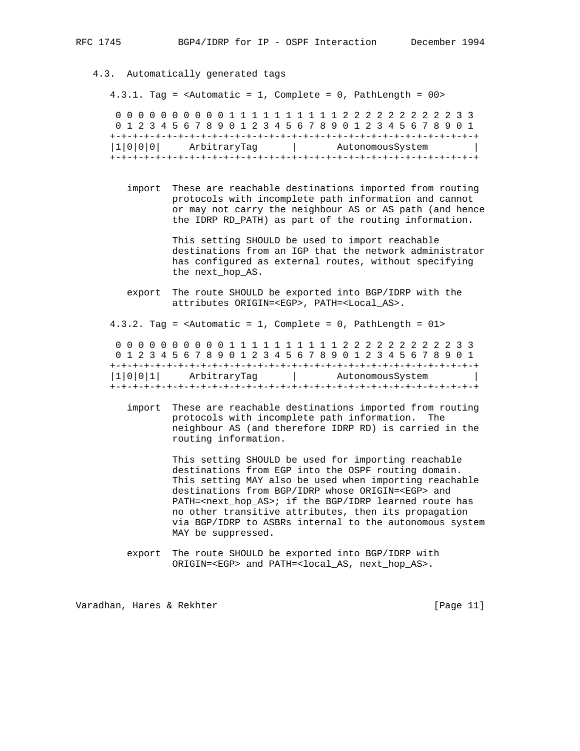### 4.3. Automatically generated tags

#### 4.3.1. Tag = <Automatic = 1, Complete = 0, PathLength = 00>

```
 0 0 0 0 0 0 0 0 0 0 1 1 1 1 1 1 1 1 1 1 2 2 2 2 2 2 2 2 2 2 3 3
 0 1 2 3 4 5 6 7 8 9 0 1 2 3 4 5 6 7 8 9 0 1 2 3 4 5 6 7 8 9 0 1
+-+-+-+-+-+-+-+-+-+-+-+-+-+-+-+-+-+-+-+-+-+-+-+-+-+-+-+-+-+-+-+-+
|1|0|0|0|     ArbitraryTag      |       AutonomousSystem        |
+-+-+-+-+-+-+-+-+-+-+-+-+-+-+-+-+-+-+-+-+-+-+-+-+-+-+-+-+-+-+-+-+
```

import
: These are reachable destinations imported from routing protocols with incomplete path information and cannot or may not carry the neighbour AS or AS path (and hence the IDRP RD_PATH) as part of the routing information.

  This setting SHOULD be used to import reachable destinations from an IGP that the network administrator has configured as external routes, without specifying the next_hop_AS.

export
: The route SHOULD be exported into BGP/IDRP with the attributes ORIGIN=<EGP>, PATH=<Local_AS>.

#### 4.3.2. Tag = <Automatic = 1, Complete = 0, PathLength = 01>

```
 0 0 0 0 0 0 0 0 0 0 1 1 1 1 1 1 1 1 1 1 2 2 2 2 2 2 2 2 2 2 3 3
 0 1 2 3 4 5 6 7 8 9 0 1 2 3 4 5 6 7 8 9 0 1 2 3 4 5 6 7 8 9 0 1
+-+-+-+-+-+-+-+-+-+-+-+-+-+-+-+-+-+-+-+-+-+-+-+-+-+-+-+-+-+-+-+-+
|1|0|0|1|     ArbitraryTag      |       AutonomousSystem        |
+-+-+-+-+-+-+-+-+-+-+-+-+-+-+-+-+-+-+-+-+-+-+-+-+-+-+-+-+-+-+-+-+
```

import
: These are reachable destinations imported from routing protocols with incomplete path information. The neighbour AS (and therefore IDRP RD) is carried in the routing information.

  This setting SHOULD be used for importing reachable destinations from EGP into the OSPF routing domain. This setting MAY also be used when importing reachable destinations from BGP/IDRP whose ORIGIN=<EGP> and PATH=<next_hop_AS>; if the BGP/IDRP learned route has no other transitive attributes, then its propagation via BGP/IDRP to ASBRs internal to the autonomous system MAY be suppressed.

export
: The route SHOULD be exported into BGP/IDRP with ORIGIN=<EGP> and PATH=<local_AS, next_hop_AS>.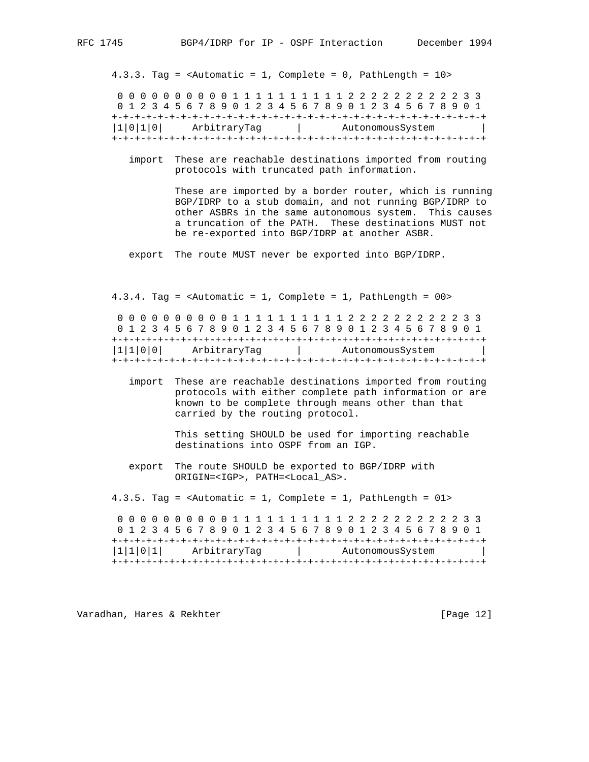#### 4.3.3. Tag = <Automatic = 1, Complete = 0, PathLength = 10>

```
 0 0 0 0 0 0 0 0 0 0 1 1 1 1 1 1 1 1 1 1 2 2 2 2 2 2 2 2 2 2 3 3
 0 1 2 3 4 5 6 7 8 9 0 1 2 3 4 5 6 7 8 9 0 1 2 3 4 5 6 7 8 9 0 1
+-+-+-+-+-+-+-+-+-+-+-+-+-+-+-+-+-+-+-+-+-+-+-+-+-+-+-+-+-+-+-+-+
|1|0|1|0|     ArbitraryTag      |       AutonomousSystem        |
+-+-+-+-+-+-+-+-+-+-+-+-+-+-+-+-+-+-+-+-+-+-+-+-+-+-+-+-+-+-+-+-+
```

import These are reachable destinations imported from routing protocols with truncated path information.

These are imported by a border router, which is running BGP/IDRP to a stub domain, and not running BGP/IDRP to other ASBRs in the same autonomous system. This causes a truncation of the PATH. These destinations MUST not be re-exported into BGP/IDRP at another ASBR.

export The route MUST never be exported into BGP/IDRP.

#### 4.3.4. Tag = <Automatic = 1, Complete = 1, PathLength = 00>

```
 0 0 0 0 0 0 0 0 0 0 1 1 1 1 1 1 1 1 1 1 2 2 2 2 2 2 2 2 2 2 3 3
 0 1 2 3 4 5 6 7 8 9 0 1 2 3 4 5 6 7 8 9 0 1 2 3 4 5 6 7 8 9 0 1
+-+-+-+-+-+-+-+-+-+-+-+-+-+-+-+-+-+-+-+-+-+-+-+-+-+-+-+-+-+-+-+-+
|1|1|0|0|     ArbitraryTag      |       AutonomousSystem        |
+-+-+-+-+-+-+-+-+-+-+-+-+-+-+-+-+-+-+-+-+-+-+-+-+-+-+-+-+-+-+-+-+
```

import These are reachable destinations imported from routing protocols with either complete path information or are known to be complete through means other than that carried by the routing protocol.

This setting SHOULD be used for importing reachable destinations into OSPF from an IGP.

export The route SHOULD be exported to BGP/IDRP with ORIGIN=<IGP>, PATH=<Local_AS>.

#### 4.3.5. Tag = <Automatic = 1, Complete = 1, PathLength = 01>

```
 0 0 0 0 0 0 0 0 0 0 1 1 1 1 1 1 1 1 1 1 2 2 2 2 2 2 2 2 2 2 3 3
 0 1 2 3 4 5 6 7 8 9 0 1 2 3 4 5 6 7 8 9 0 1 2 3 4 5 6 7 8 9 0 1
+-+-+-+-+-+-+-+-+-+-+-+-+-+-+-+-+-+-+-+-+-+-+-+-+-+-+-+-+-+-+-+-+
|1|1|0|1|     ArbitraryTag      |       AutonomousSystem        |
+-+-+-+-+-+-+-+-+-+-+-+-+-+-+-+-+-+-+-+-+-+-+-+-+-+-+-+-+-+-+-+-+
```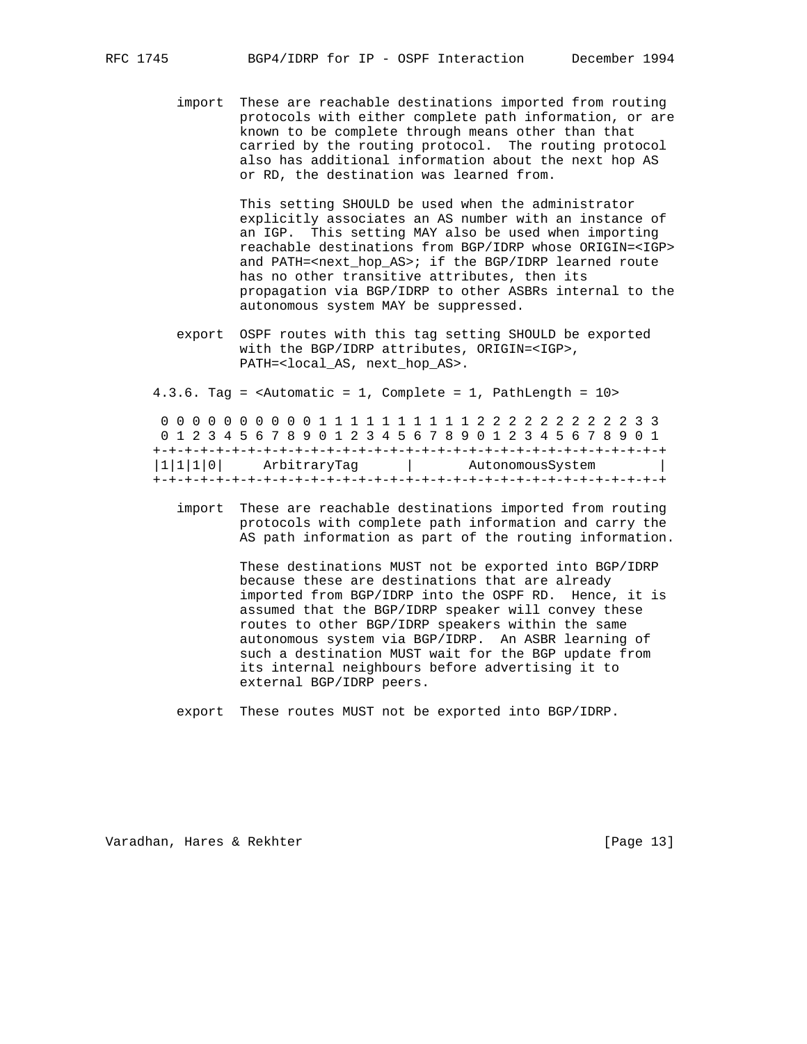import These are reachable destinations imported from routing protocols with either complete path information, or are known to be complete through means other than that carried by the routing protocol. The routing protocol also has additional information about the next hop AS or RD, the destination was learned from.

This setting SHOULD be used when the administrator explicitly associates an AS number with an instance of an IGP. This setting MAY also be used when importing reachable destinations from BGP/IDRP whose ORIGIN=<IGP> and PATH=<next_hop_AS>; if the BGP/IDRP learned route has no other transitive attributes, then its propagation via BGP/IDRP to other ASBRs internal to the autonomous system MAY be suppressed.

export OSPF routes with this tag setting SHOULD be exported with the BGP/IDRP attributes, ORIGIN=<IGP>, PATH=<local_AS, next_hop_AS>.

### 4.3.6. Tag = <Automatic = 1, Complete = 1, PathLength = 10>

```
 0 0 0 0 0 0 0 0 0 0 1 1 1 1 1 1 1 1 1 1 2 2 2 2 2 2 2 2 2 2 3 3
 0 1 2 3 4 5 6 7 8 9 0 1 2 3 4 5 6 7 8 9 0 1 2 3 4 5 6 7 8 9 0 1
+-+-+-+-+-+-+-+-+-+-+-+-+-+-+-+-+-+-+-+-+-+-+-+-+-+-+-+-+-+-+-+-+
|1|1|1|0|     ArbitraryTag      |       AutonomousSystem        |
+-+-+-+-+-+-+-+-+-+-+-+-+-+-+-+-+-+-+-+-+-+-+-+-+-+-+-+-+-+-+-+-+
```

import These are reachable destinations imported from routing protocols with complete path information and carry the AS path information as part of the routing information.

These destinations MUST not be exported into BGP/IDRP because these are destinations that are already imported from BGP/IDRP into the OSPF RD. Hence, it is assumed that the BGP/IDRP speaker will convey these routes to other BGP/IDRP speakers within the same autonomous system via BGP/IDRP. An ASBR learning of such a destination MUST wait for the BGP update from its internal neighbours before advertising it to external BGP/IDRP peers.

export These routes MUST not be exported into BGP/IDRP.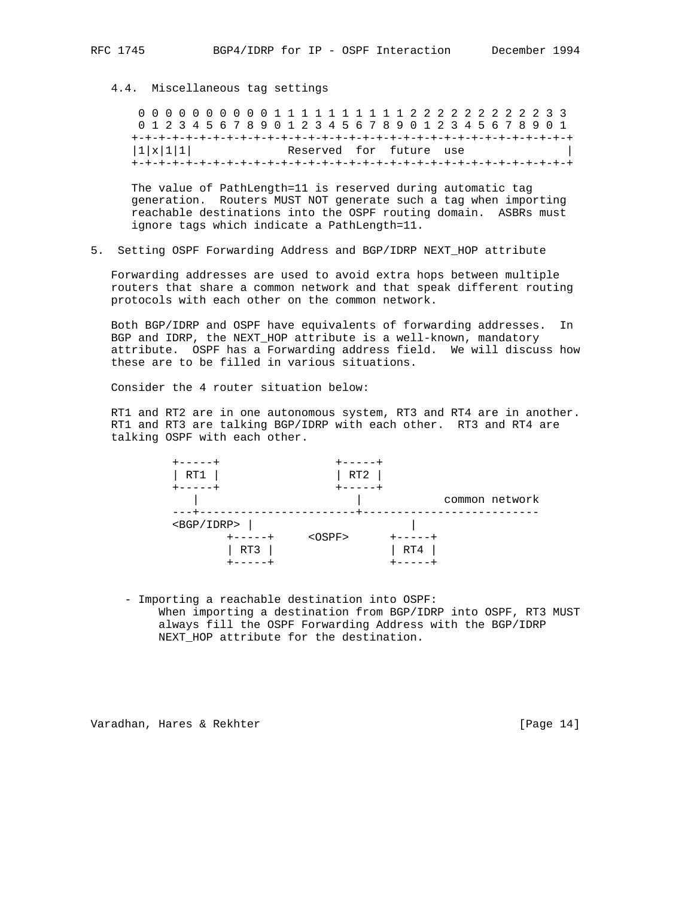### 4.4. Miscellaneous tag settings

```
 0 0 0 0 0 0 0 0 0 0 1 1 1 1 1 1 1 1 1 1 2 2 2 2 2 2 2 2 2 2 3 3
 0 1 2 3 4 5 6 7 8 9 0 1 2 3 4 5 6 7 8 9 0 1 2 3 4 5 6 7 8 9 0 1
+-+-+-+-+-+-+-+-+-+-+-+-+-+-+-+-+-+-+-+-+-+-+-+-+-+-+-+-+-+-+-+-+
|1|x|1|1|            Reserved  for  future  use                 |
+-+-+-+-+-+-+-+-+-+-+-+-+-+-+-+-+-+-+-+-+-+-+-+-+-+-+-+-+-+-+-+-+
```

The value of PathLength=11 is reserved during automatic tag generation. Routers MUST NOT generate such a tag when importing reachable destinations into the OSPF routing domain. ASBRs must ignore tags which indicate a PathLength=11.

## 5. Setting OSPF Forwarding Address and BGP/IDRP NEXT_HOP attribute

Forwarding addresses are used to avoid extra hops between multiple routers that share a common network and that speak different routing protocols with each other on the common network.

Both BGP/IDRP and OSPF have equivalents of forwarding addresses. In BGP and IDRP, the NEXT_HOP attribute is a well-known, mandatory attribute. OSPF has a Forwarding address field. We will discuss how these are to be filled in various situations.

Consider the 4 router situation below:

RT1 and RT2 are in one autonomous system, RT3 and RT4 are in another. RT1 and RT3 are talking BGP/IDRP with each other. RT3 and RT4 are talking OSPF with each other.

```
+-----+                +-----+
| RT1 |                | RT2 |
+-----+                +-----+
   |                      |            common network
---+----------------------+--------------------------
<BGP/IDRP> |                  |
       +-----+     <OSPF>      +-----+
       | RT3 |                 | RT4 |
       +-----+                 +-----+
```

- Importing a reachable destination into OSPF:
  When importing a destination from BGP/IDRP into OSPF, RT3 MUST always fill the OSPF Forwarding Address with the BGP/IDRP NEXT_HOP attribute for the destination.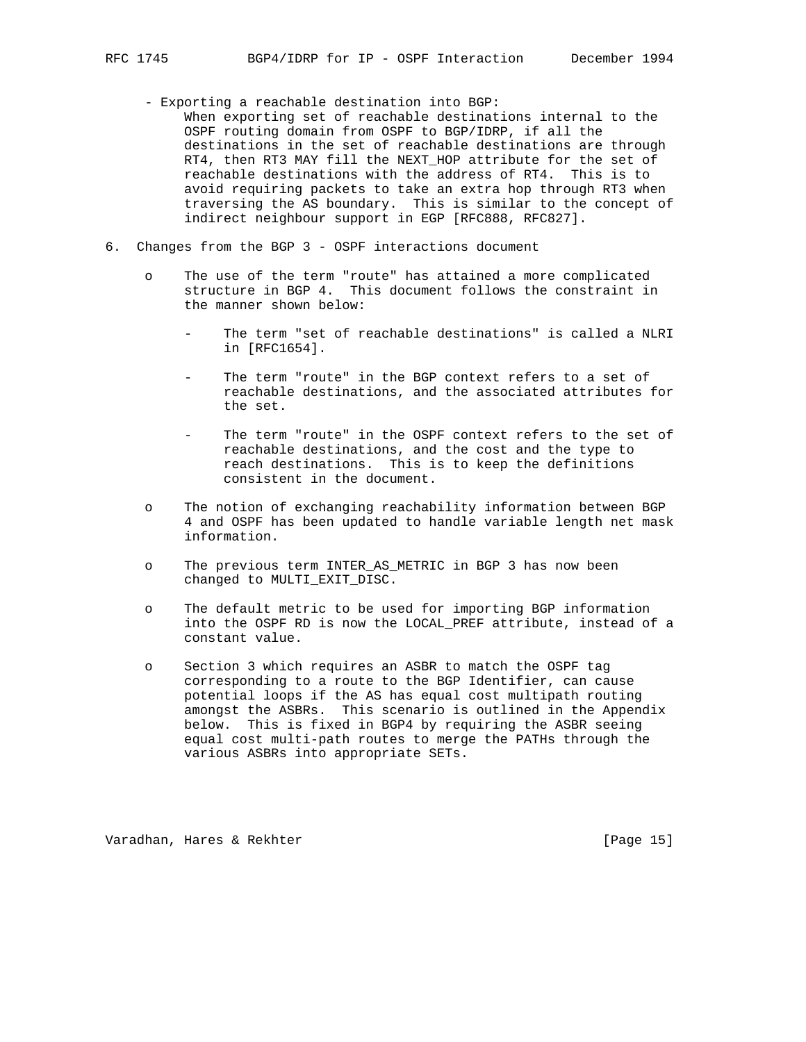- Exporting a reachable destination into BGP:
  When exporting set of reachable destinations internal to the OSPF routing domain from OSPF to BGP/IDRP, if all the destinations in the set of reachable destinations are through RT4, then RT3 MAY fill the NEXT_HOP attribute for the set of reachable destinations with the address of RT4. This is to avoid requiring packets to take an extra hop through RT3 when traversing the AS boundary. This is similar to the concept of indirect neighbour support in EGP [RFC888, RFC827].

## 6. Changes from the BGP 3 - OSPF interactions document

- The use of the term "route" has attained a more complicated structure in BGP 4. This document follows the constraint in the manner shown below:

  - The term "set of reachable destinations" is called a NLRI in [RFC1654].

  - The term "route" in the BGP context refers to a set of reachable destinations, and the associated attributes for the set.

  - The term "route" in the OSPF context refers to the set of reachable destinations, and the cost and the type to reach destinations. This is to keep the definitions consistent in the document.

- The notion of exchanging reachability information between BGP 4 and OSPF has been updated to handle variable length net mask information.

- The previous term INTER_AS_METRIC in BGP 3 has now been changed to MULTI_EXIT_DISC.

- The default metric to be used for importing BGP information into the OSPF RD is now the LOCAL_PREF attribute, instead of a constant value.

- Section 3 which requires an ASBR to match the OSPF tag corresponding to a route to the BGP Identifier, can cause potential loops if the AS has equal cost multipath routing amongst the ASBRs. This scenario is outlined in the Appendix below. This is fixed in BGP4 by requiring the ASBR seeing equal cost multi-path routes to merge the PATHs through the various ASBRs into appropriate SETs.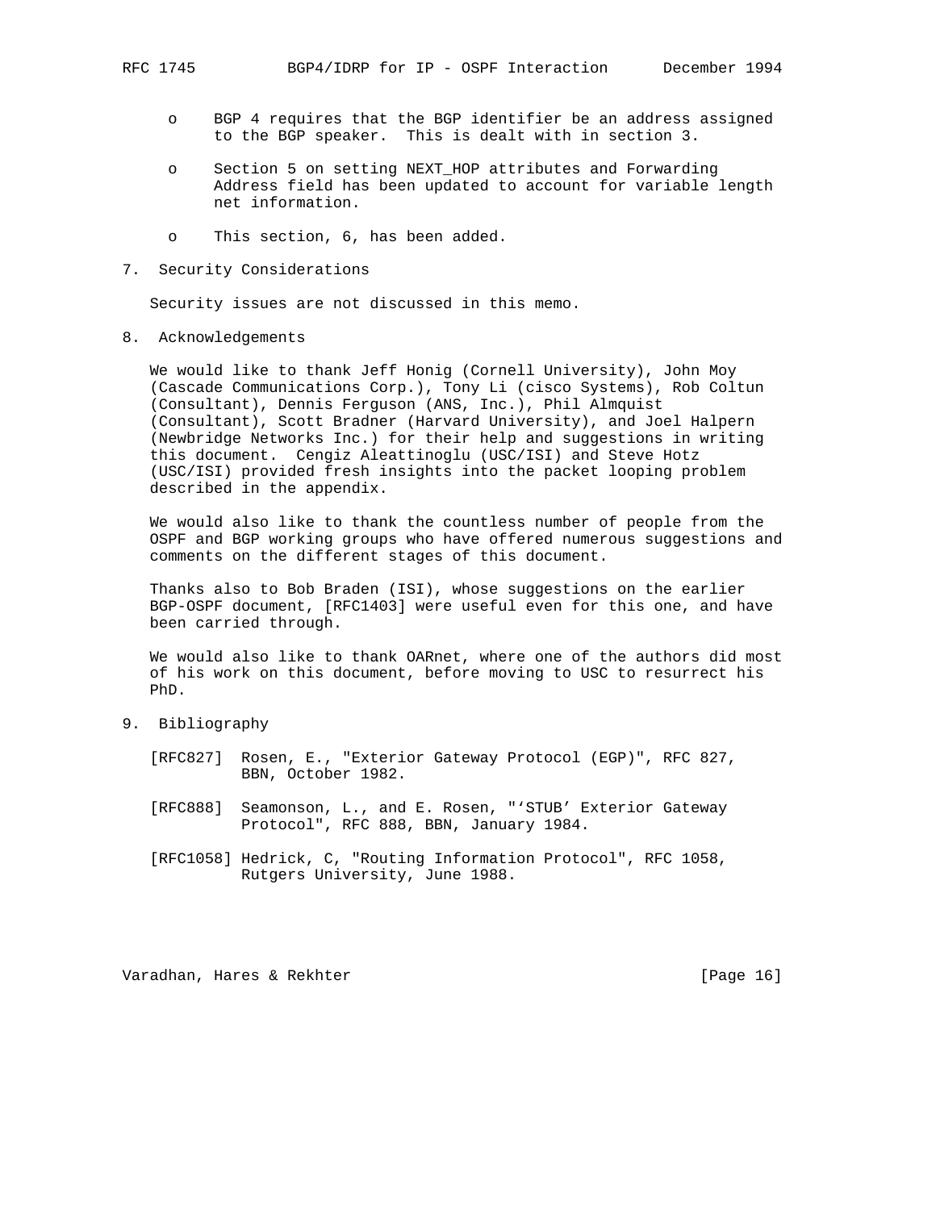- BGP 4 requires that the BGP identifier be an address assigned to the BGP speaker. This is dealt with in section 3.

- Section 5 on setting NEXT_HOP attributes and Forwarding Address field has been updated to account for variable length net information.

- This section, 6, has been added.

## 7. Security Considerations

Security issues are not discussed in this memo.

## 8. Acknowledgements

We would like to thank Jeff Honig (Cornell University), John Moy (Cascade Communications Corp.), Tony Li (cisco Systems), Rob Coltun (Consultant), Dennis Ferguson (ANS, Inc.), Phil Almquist (Consultant), Scott Bradner (Harvard University), and Joel Halpern (Newbridge Networks Inc.) for their help and suggestions in writing this document. Cengiz Aleattinoglu (USC/ISI) and Steve Hotz (USC/ISI) provided fresh insights into the packet looping problem described in the appendix.

We would also like to thank the countless number of people from the OSPF and BGP working groups who have offered numerous suggestions and comments on the different stages of this document.

Thanks also to Bob Braden (ISI), whose suggestions on the earlier BGP-OSPF document, [RFC1403] were useful even for this one, and have been carried through.

We would also like to thank OARnet, where one of the authors did most of his work on this document, before moving to USC to resurrect his PhD.

## 9. Bibliography

[RFC827] Rosen, E., "Exterior Gateway Protocol (EGP)", RFC 827, BBN, October 1982.

[RFC888] Seamonson, L., and E. Rosen, "'STUB' Exterior Gateway Protocol", RFC 888, BBN, January 1984.

[RFC1058] Hedrick, C, "Routing Information Protocol", RFC 1058, Rutgers University, June 1988.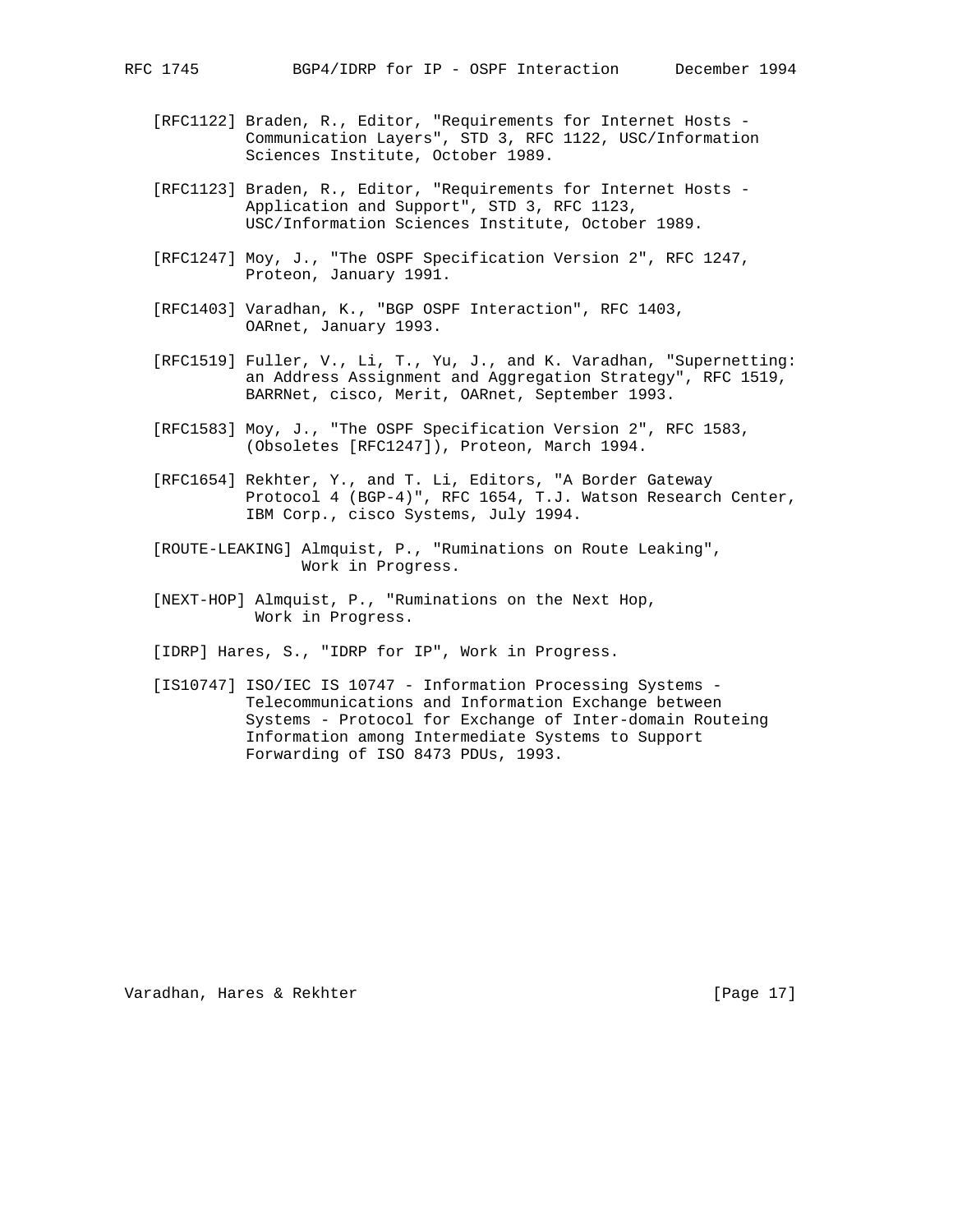[RFC1122] Braden, R., Editor, "Requirements for Internet Hosts - Communication Layers", STD 3, RFC 1122, USC/Information Sciences Institute, October 1989.

[RFC1123] Braden, R., Editor, "Requirements for Internet Hosts - Application and Support", STD 3, RFC 1123, USC/Information Sciences Institute, October 1989.

[RFC1247] Moy, J., "The OSPF Specification Version 2", RFC 1247, Proteon, January 1991.

[RFC1403] Varadhan, K., "BGP OSPF Interaction", RFC 1403, OARnet, January 1993.

[RFC1519] Fuller, V., Li, T., Yu, J., and K. Varadhan, "Supernetting: an Address Assignment and Aggregation Strategy", RFC 1519, BARRNet, cisco, Merit, OARnet, September 1993.

[RFC1583] Moy, J., "The OSPF Specification Version 2", RFC 1583, (Obsoletes [RFC1247]), Proteon, March 1994.

[RFC1654] Rekhter, Y., and T. Li, Editors, "A Border Gateway Protocol 4 (BGP-4)", RFC 1654, T.J. Watson Research Center, IBM Corp., cisco Systems, July 1994.

[ROUTE-LEAKING] Almquist, P., "Ruminations on Route Leaking", Work in Progress.

[NEXT-HOP] Almquist, P., "Ruminations on the Next Hop, Work in Progress.

[IDRP] Hares, S., "IDRP for IP", Work in Progress.

[IS10747] ISO/IEC IS 10747 - Information Processing Systems - Telecommunications and Information Exchange between Systems - Protocol for Exchange of Inter-domain Routeing Information among Intermediate Systems to Support Forwarding of ISO 8473 PDUs, 1993.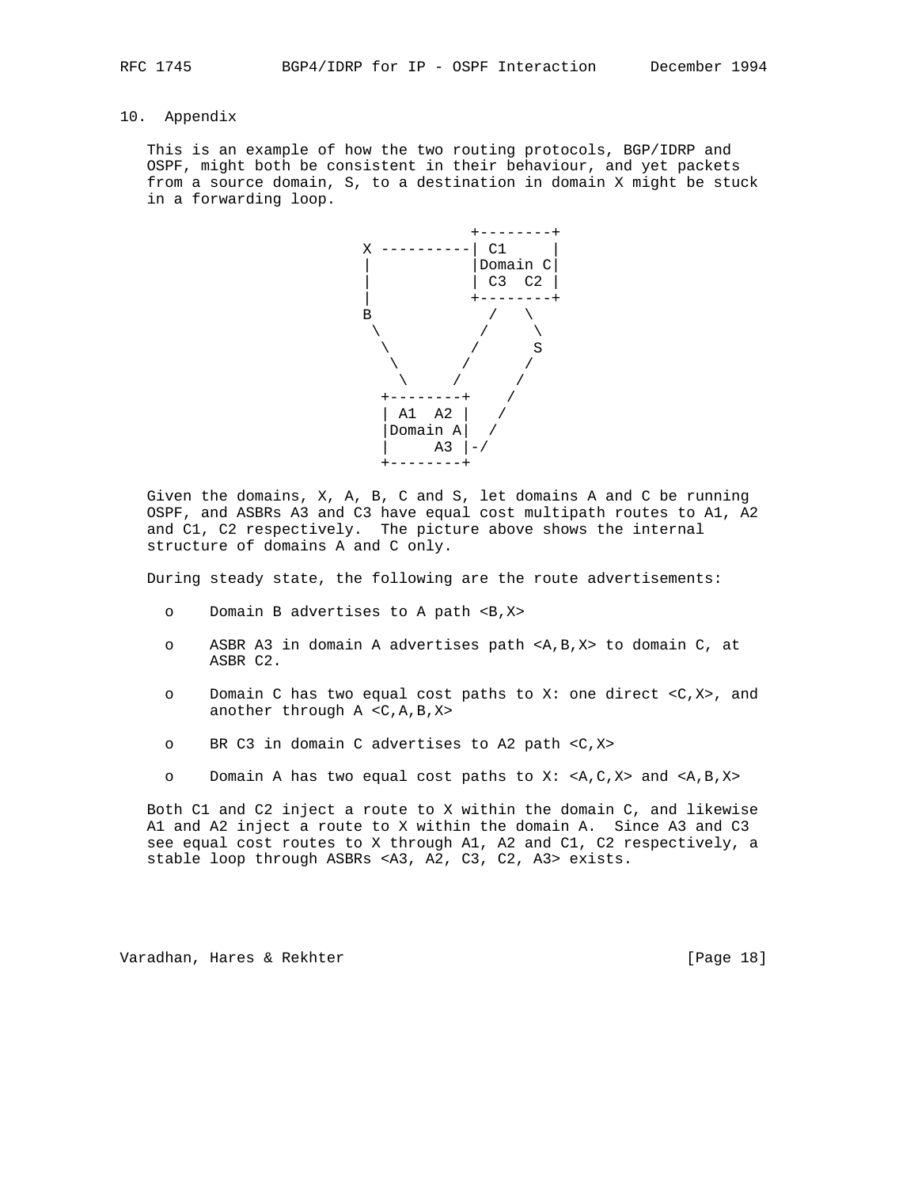## 10. Appendix

This is an example of how the two routing protocols, BGP/IDRP and OSPF, might both be consistent in their behaviour, and yet packets from a source domain, S, to a destination in domain X might be stuck in a forwarding loop.

```
                  +--------+
 X ----------| C1     |
 |           |Domain C|
 |           | C3  C2 |
 |           +--------+
 B              /   \
  \            /     \
   \          /       S
    \        /       /
     \      /       /
   +--------+      /
   | A1  A2 |     /
   |Domain A|    /
   |     A3 |---/
   +--------+
```

Given the domains, X, A, B, C and S, let domains A and C be running OSPF, and ASBRs A3 and C3 have equal cost multipath routes to A1, A2 and C1, C2 respectively. The picture above shows the internal structure of domains A and C only.

During steady state, the following are the route advertisements:

- Domain B advertises to A path <B,X>
- ASBR A3 in domain A advertises path <A,B,X> to domain C, at ASBR C2.
- Domain C has two equal cost paths to X: one direct <C,X>, and another through A <C,A,B,X>
- BR C3 in domain C advertises to A2 path <C,X>
- Domain A has two equal cost paths to X: <A,C,X> and <A,B,X>

Both C1 and C2 inject a route to X within the domain C, and likewise A1 and A2 inject a route to X within the domain A. Since A3 and C3 see equal cost routes to X through A1, A2 and C1, C2 respectively, a stable loop through ASBRs <A3, A2, C3, C2, A3> exists.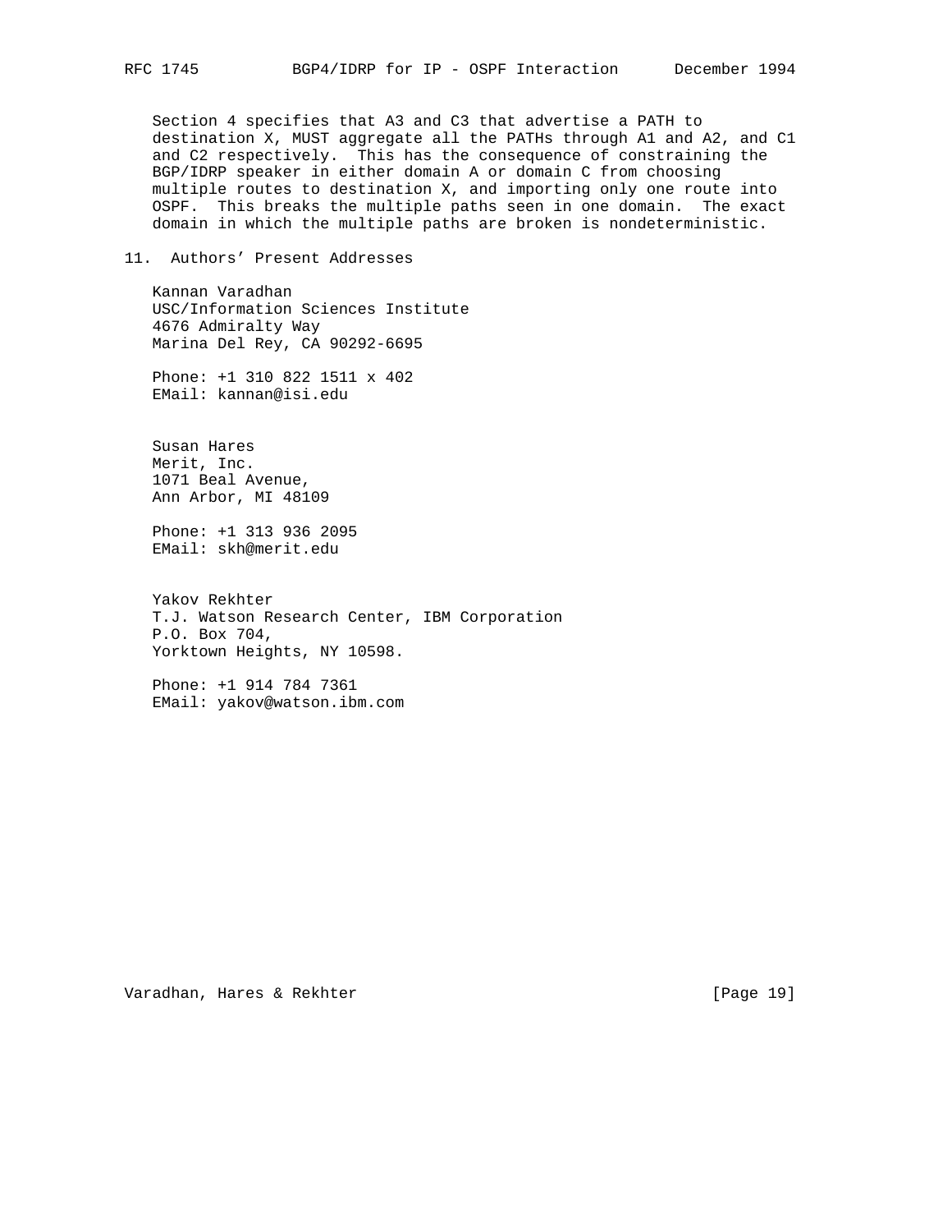Section 4 specifies that A3 and C3 that advertise a PATH to destination X, MUST aggregate all the PATHs through A1 and A2, and C1 and C2 respectively. This has the consequence of constraining the BGP/IDRP speaker in either domain A or domain C from choosing multiple routes to destination X, and importing only one route into OSPF. This breaks the multiple paths seen in one domain. The exact domain in which the multiple paths are broken is nondeterministic.

## 11. Authors' Present Addresses

Kannan Varadhan
USC/Information Sciences Institute
4676 Admiralty Way
Marina Del Rey, CA 90292-6695

Phone: +1 310 822 1511 x 402
EMail: kannan@isi.edu

Susan Hares
Merit, Inc.
1071 Beal Avenue,
Ann Arbor, MI 48109

Phone: +1 313 936 2095
EMail: skh@merit.edu

Yakov Rekhter
T.J. Watson Research Center, IBM Corporation
P.O. Box 704,
Yorktown Heights, NY 10598.

Phone: +1 914 784 7361
EMail: yakov@watson.ibm.com